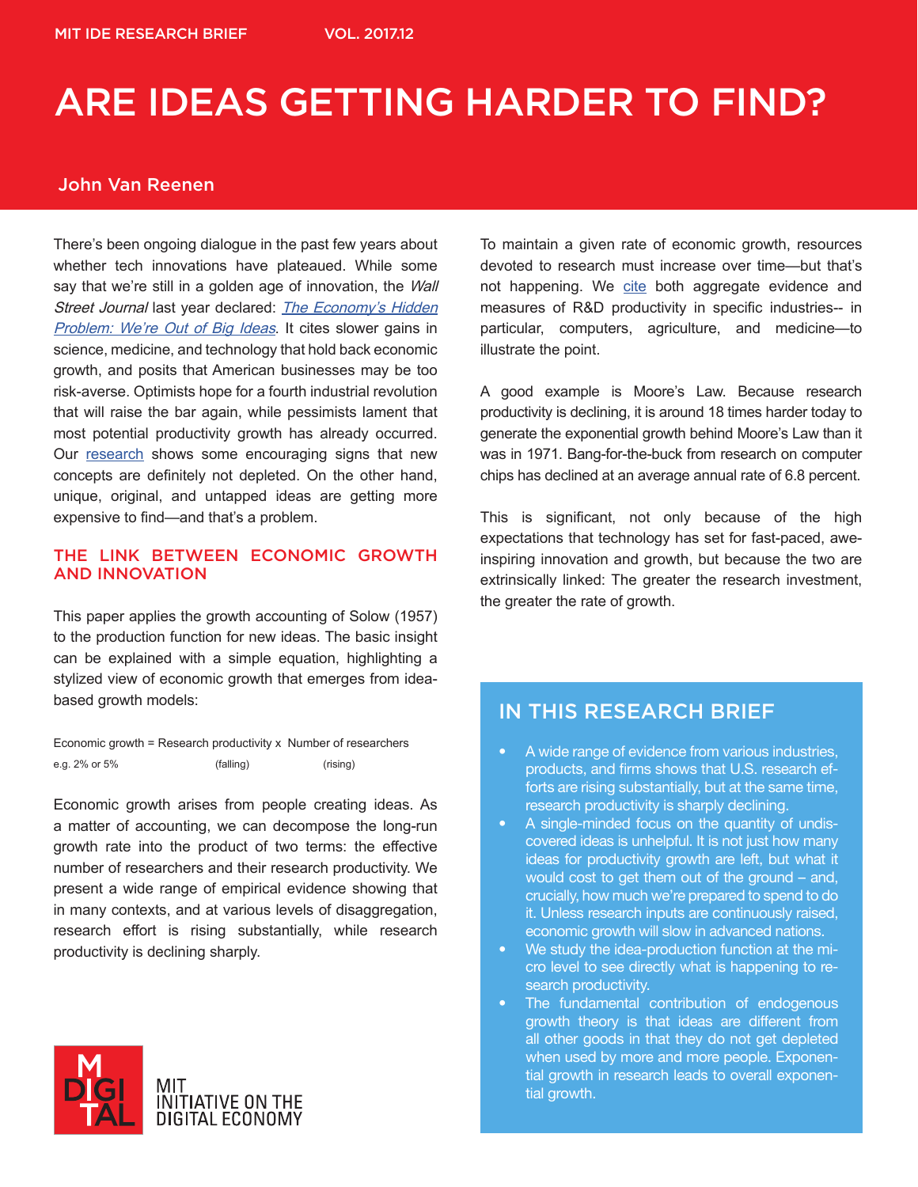MIT IDE RESEARCH BRIEF VOL. 2017.12

# ARE IDEAS GETTING HARDER TO FIND?

John Van Reenen

There's been ongoing dialogue in the past few years about whether tech innovations have plateaued. While some say that we're still in a golden age of innovation, the *Wall Street Journal* last year declared: *The Economy's Hidden Problem: We're Out of Big Ideas*. It cites slower gains in science, medicine, and technology that hold back economic growth, and posits that American businesses may be too risk-averse. Optimists hope for a fourth industrial revolution that will raise the bar again, while pessimists lament that most potential productivity growth has already occurred. Our research shows some encouraging signs that new concepts are definitely not depleted. On the other hand, unique, original, and untapped ideas are getting more expensive to find—and that's a problem.

## THE LINK BETWEEN ECONOMIC GROWTH AND INNOVATION

This paper applies the growth accounting of Solow (1957) to the production function for new ideas. The basic insight can be explained with a simple equation, highlighting a stylized view of economic growth that emerges from idea-based growth models:

| Economic growth = | Research productivity x | Number of researchers |
|---|---|---|
| e.g. 2% or 5% | (falling) | (rising) |

Economic growth arises from people creating ideas. As a matter of accounting, we can decompose the long-run growth rate into the product of two terms: the effective number of researchers and their research productivity. We present a wide range of empirical evidence showing that in many contexts, and at various levels of disaggregation, research effort is rising substantially, while research productivity is declining sharply.

To maintain a given rate of economic growth, resources devoted to research must increase over time—but that's not happening. We cite both aggregate evidence and measures of R&D productivity in specific industries-- in particular, computers, agriculture, and medicine—to illustrate the point.

A good example is Moore's Law. Because research productivity is declining, it is around 18 times harder today to generate the exponential growth behind Moore's Law than it was in 1971. Bang-for-the-buck from research on computer chips has declined at an average annual rate of 6.8 percent.

This is significant, not only because of the high expectations that technology has set for fast-paced, awe-inspiring innovation and growth, but because the two are extrinsically linked: The greater the research investment, the greater the rate of growth.

## IN THIS RESEARCH BRIEF

- A wide range of evidence from various industries, products, and firms shows that U.S. research efforts are rising substantially, but at the same time, research productivity is sharply declining.
- A single-minded focus on the quantity of undiscovered ideas is unhelpful. It is not just how many ideas for productivity growth are left, but what it would cost to get them out of the ground – and, crucially, how much we're prepared to spend to do it. Unless research inputs are continuously raised, economic growth will slow in advanced nations.
- We study the idea-production function at the micro level to see directly what is happening to research productivity.
- The fundamental contribution of endogenous growth theory is that ideas are different from all other goods in that they do not get depleted when used by more and more people. Exponential growth in research leads to overall exponential growth.

MIT INITIATIVE ON THE DIGITAL ECONOMY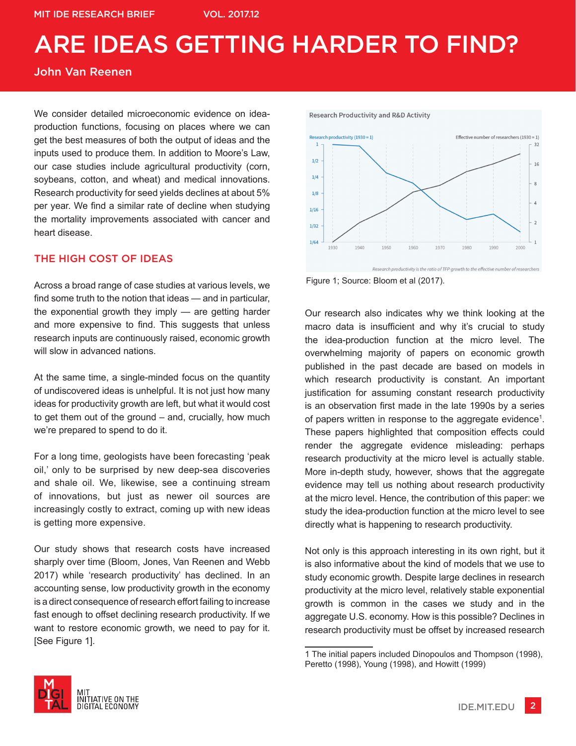# ARE IDEAS GETTING HARDER TO FIND?

John Van Reenen

We consider detailed microeconomic evidence on idea-production functions, focusing on places where we can get the best measures of both the output of ideas and the inputs used to produce them. In addition to Moore's Law, our case studies include agricultural productivity (corn, soybeans, cotton, and wheat) and medical innovations. Research productivity for seed yields declines at about 5% per year. We find a similar rate of decline when studying the mortality improvements associated with cancer and heart disease.

## THE HIGH COST OF IDEAS

Across a broad range of case studies at various levels, we find some truth to the notion that ideas — and in particular, the exponential growth they imply — are getting harder and more expensive to find. This suggests that unless research inputs are continuously raised, economic growth will slow in advanced nations.

At the same time, a single-minded focus on the quantity of undiscovered ideas is unhelpful. It is not just how many ideas for productivity growth are left, but what it would cost to get them out of the ground – and, crucially, how much we're prepared to spend to do it.

For a long time, geologists have been forecasting 'peak oil,' only to be surprised by new deep-sea discoveries and shale oil. We, likewise, see a continuing stream of innovations, but just as newer oil sources are increasingly costly to extract, coming up with new ideas is getting more expensive.

Our study shows that research costs have increased sharply over time (Bloom, Jones, Van Reenen and Webb 2017) while 'research productivity' has declined. In an accounting sense, low productivity growth in the economy is a direct consequence of research effort failing to increase fast enough to offset declining research productivity. If we want to restore economic growth, we need to pay for it. [See Figure 1].

Research Productivity and R&D Activity

Research productivity is the ratio of TFP growth to the effective number of researchers

Figure 1; Source: Bloom et al (2017).

Our research also indicates why we think looking at the macro data is insufficient and why it's crucial to study the idea-production function at the micro level. The overwhelming majority of papers on economic growth published in the past decade are based on models in which research productivity is constant. An important justification for assuming constant research productivity is an observation first made in the late 1990s by a series of papers written in response to the aggregate evidence[1]. These papers highlighted that composition effects could render the aggregate evidence misleading: perhaps research productivity at the micro level is actually stable. More in-depth study, however, shows that the aggregate evidence may tell us nothing about research productivity at the micro level. Hence, the contribution of this paper: we study the idea-production function at the micro level to see directly what is happening to research productivity.

Not only is this approach interesting in its own right, but it is also informative about the kind of models that we use to study economic growth. Despite large declines in research productivity at the micro level, relatively stable exponential growth is common in the cases we study and in the aggregate U.S. economy. How is this possible? Declines in research productivity must be offset by increased research

1 The initial papers included Dinopoulos and Thompson (1998), Peretto (1998), Young (1998), and Howitt (1999)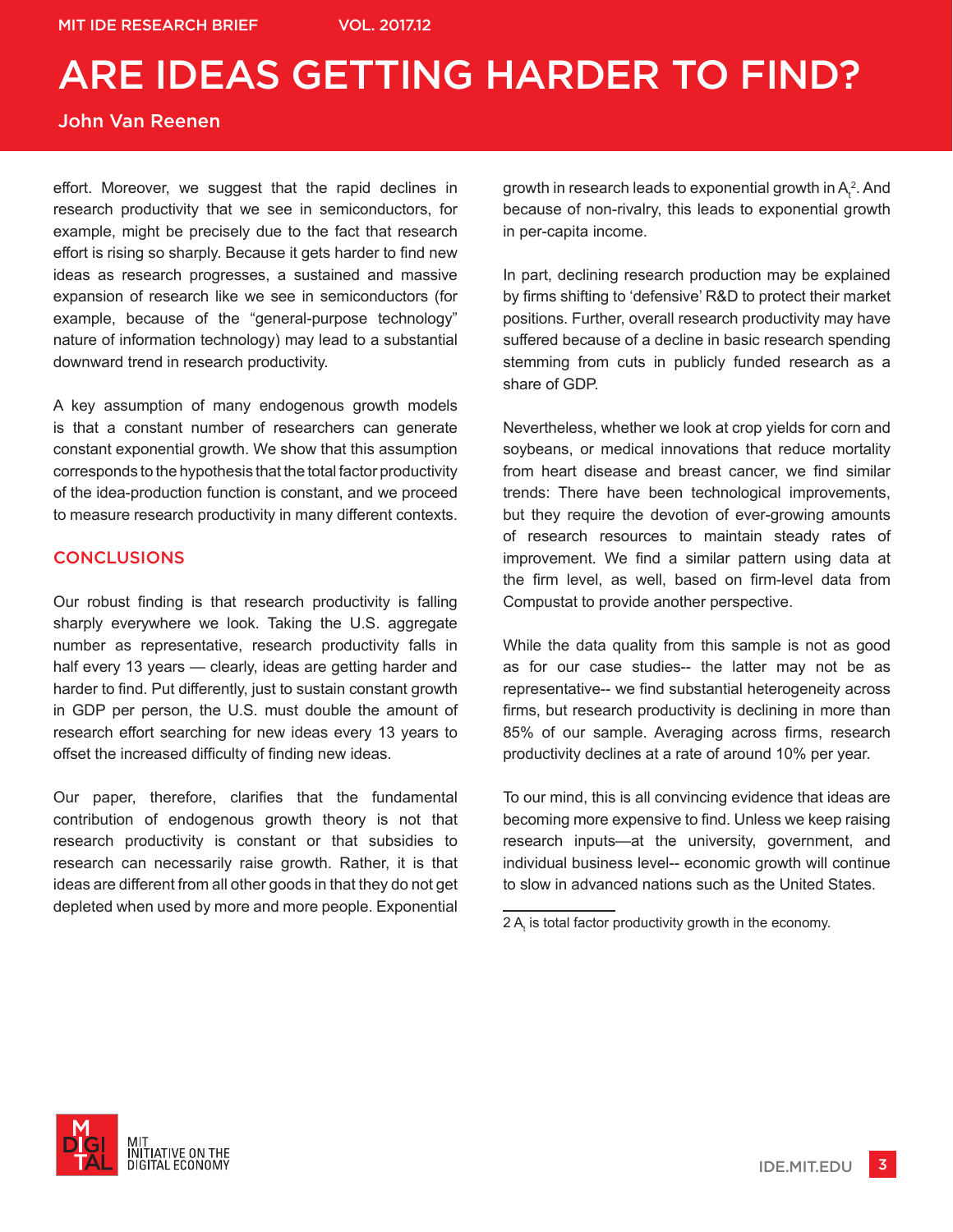effort. Moreover, we suggest that the rapid declines in research productivity that we see in semiconductors, for example, might be precisely due to the fact that research effort is rising so sharply. Because it gets harder to find new ideas as research progresses, a sustained and massive expansion of research like we see in semiconductors (for example, because of the "general-purpose technology" nature of information technology) may lead to a substantial downward trend in research productivity.

A key assumption of many endogenous growth models is that a constant number of researchers can generate constant exponential growth. We show that this assumption corresponds to the hypothesis that the total factor productivity of the idea-production function is constant, and we proceed to measure research productivity in many different contexts.

## CONCLUSIONS

Our robust finding is that research productivity is falling sharply everywhere we look. Taking the U.S. aggregate number as representative, research productivity falls in half every 13 years — clearly, ideas are getting harder and harder to find. Put differently, just to sustain constant growth in GDP per person, the U.S. must double the amount of research effort searching for new ideas every 13 years to offset the increased difficulty of finding new ideas.

Our paper, therefore, clarifies that the fundamental contribution of endogenous growth theory is not that research productivity is constant or that subsidies to research can necessarily raise growth. Rather, it is that ideas are different from all other goods in that they do not get depleted when used by more and more people. Exponential growth in research leads to exponential growth in $A_t$[2]. And because of non-rivalry, this leads to exponential growth in per-capita income.

In part, declining research production may be explained by firms shifting to 'defensive' R&D to protect their market positions. Further, overall research productivity may have suffered because of a decline in basic research spending stemming from cuts in publicly funded research as a share of GDP.

Nevertheless, whether we look at crop yields for corn and soybeans, or medical innovations that reduce mortality from heart disease and breast cancer, we find similar trends: There have been technological improvements, but they require the devotion of ever-growing amounts of research resources to maintain steady rates of improvement. We find a similar pattern using data at the firm level, as well, based on firm-level data from Compustat to provide another perspective.

While the data quality from this sample is not as good as for our case studies-- the latter may not be as representative-- we find substantial heterogeneity across firms, but research productivity is declining in more than 85% of our sample. Averaging across firms, research productivity declines at a rate of around 10% per year.

To our mind, this is all convincing evidence that ideas are becoming more expensive to find. Unless we keep raising research inputs—at the university, government, and individual business level-- economic growth will continue to slow in advanced nations such as the United States.

---

2 $A_t$ is total factor productivity growth in the economy.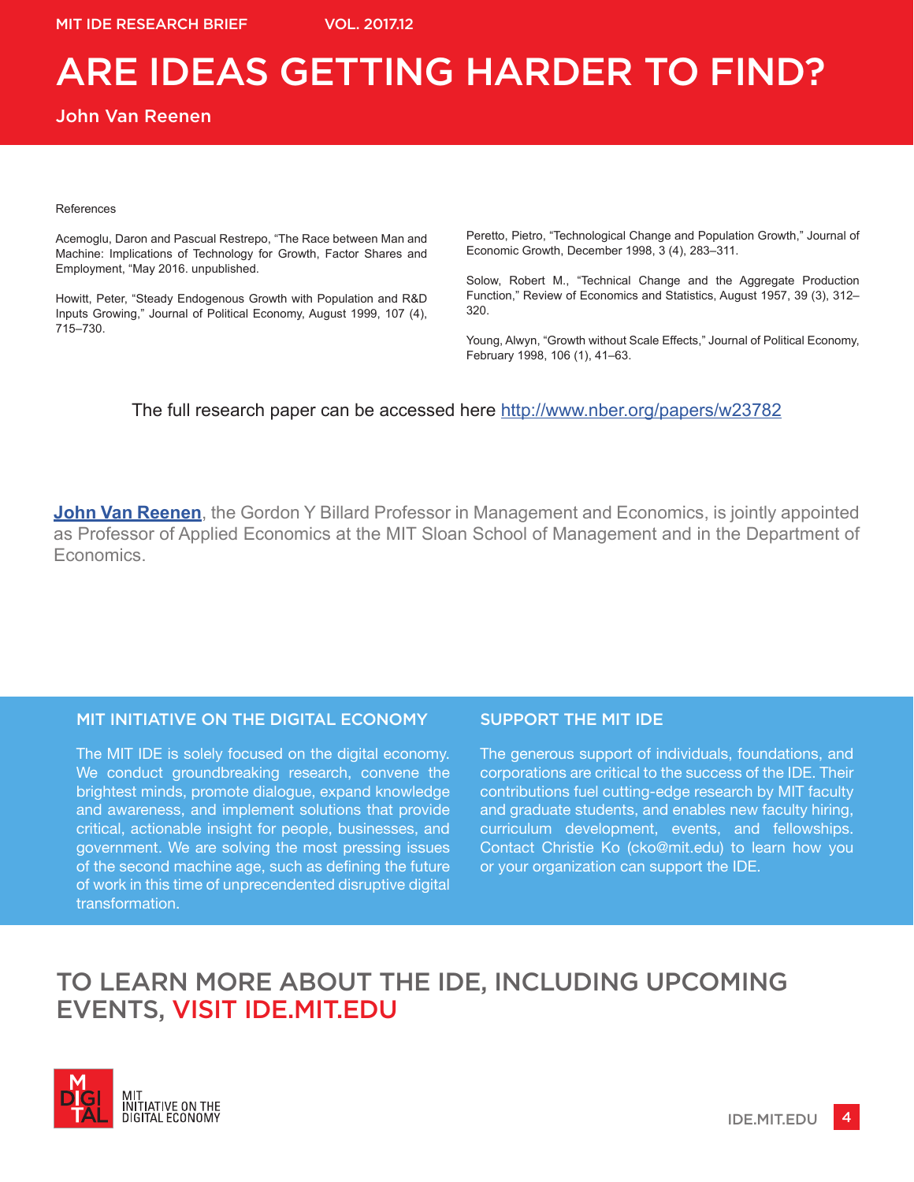References

Acemoglu, Daron and Pascual Restrepo, "The Race between Man and Machine: Implications of Technology for Growth, Factor Shares and Employment, "May 2016. unpublished.

Howitt, Peter, "Steady Endogenous Growth with Population and R&D Inputs Growing," Journal of Political Economy, August 1999, 107 (4), 715–730.

Peretto, Pietro, "Technological Change and Population Growth," Journal of Economic Growth, December 1998, 3 (4), 283–311.

Solow, Robert M., "Technical Change and the Aggregate Production Function," Review of Economics and Statistics, August 1957, 39 (3), 312–320.

Young, Alwyn, "Growth without Scale Effects," Journal of Political Economy, February 1998, 106 (1), 41–63.

The full research paper can be accessed here http://www.nber.org/papers/w23782

**John Van Reenen**, the Gordon Y Billard Professor in Management and Economics, is jointly appointed as Professor of Applied Economics at the MIT Sloan School of Management and in the Department of Economics.

## MIT INITIATIVE ON THE DIGITAL ECONOMY

The MIT IDE is solely focused on the digital economy. We conduct groundbreaking research, convene the brightest minds, promote dialogue, expand knowledge and awareness, and implement solutions that provide critical, actionable insight for people, businesses, and government. We are solving the most pressing issues of the second machine age, such as defining the future of work in this time of unprecendented disruptive digital transformation.

## SUPPORT THE MIT IDE

The generous support of individuals, foundations, and corporations are critical to the success of the IDE. Their contributions fuel cutting-edge research by MIT faculty and graduate students, and enables new faculty hiring, curriculum development, events, and fellowships. Contact Christie Ko (cko@mit.edu) to learn how you or your organization can support the IDE.

## TO LEARN MORE ABOUT THE IDE, INCLUDING UPCOMING EVENTS, VISIT IDE.MIT.EDU

MIT INITIATIVE ON THE DIGITAL ECONOMY